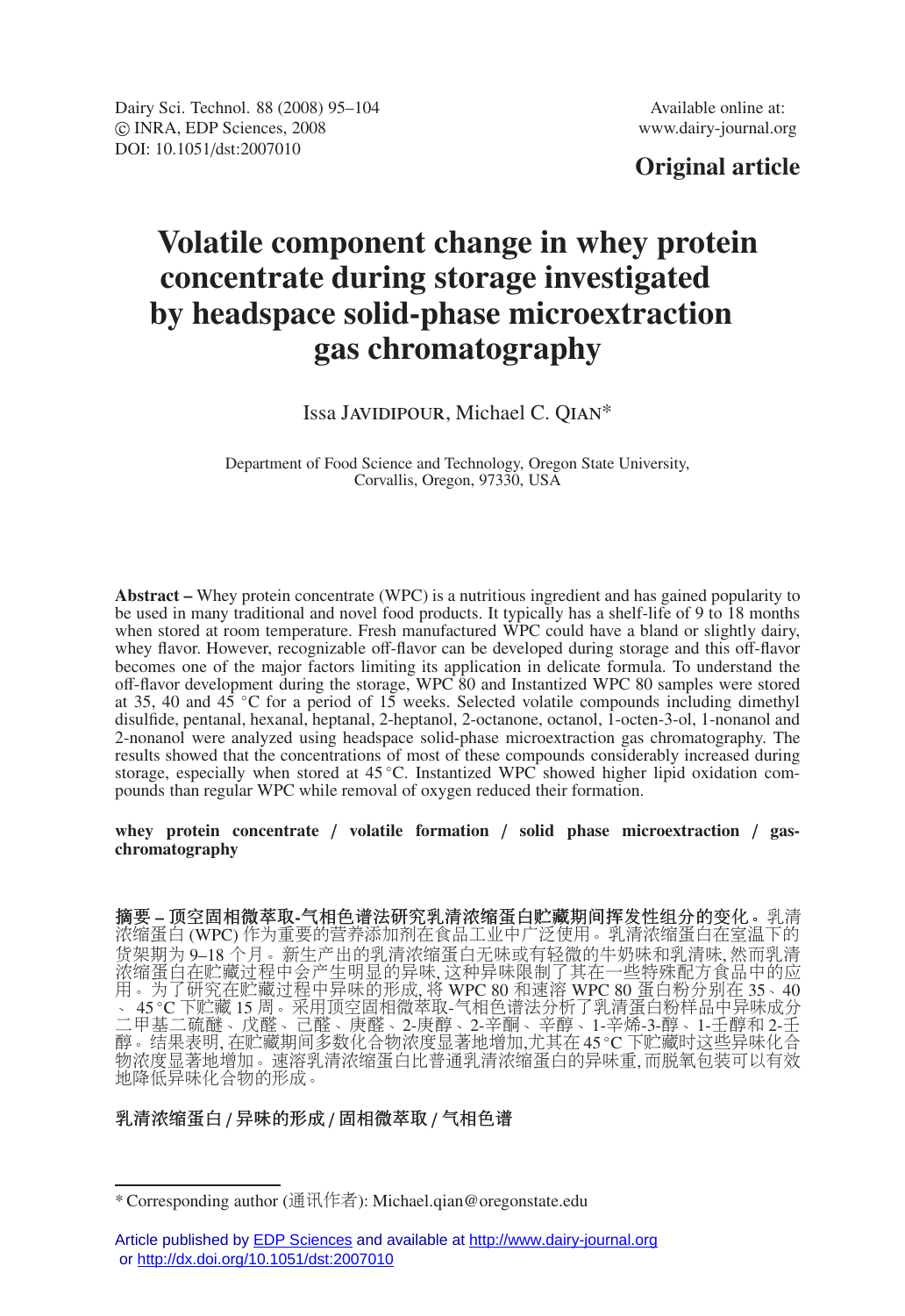Dairy Sci. Technol. 88 (2008) 95–104
© INRA, EDP Sciences, 2008
DOI: 10.1051/dst:2007010

Available online at:
www.dairy-journal.org

**Original article**

# Volatile component change in whey protein concentrate during storage investigated by headspace solid-phase microextraction gas chromatography

Issa Javidipour, Michael C. Qian*

Department of Food Science and Technology, Oregon State University, Corvallis, Oregon, 97330, USA

**Abstract –** Whey protein concentrate (WPC) is a nutritious ingredient and has gained popularity to be used in many traditional and novel food products. It typically has a shelf-life of 9 to 18 months when stored at room temperature. Fresh manufactured WPC could have a bland or slightly dairy, whey flavor. However, recognizable off-flavor can be developed during storage and this off-flavor becomes one of the major factors limiting its application in delicate formula. To understand the off-flavor development during the storage, WPC 80 and Instantized WPC 80 samples were stored at 35, 40 and 45 °C for a period of 15 weeks. Selected volatile compounds including dimethyl disulfide, pentanal, hexanal, heptanal, 2-heptanol, 2-octanone, octanol, 1-octen-3-ol, 1-nonanol and 2-nonanol were analyzed using headspace solid-phase microextraction gas chromatography. The results showed that the concentrations of most of these compounds considerably increased during storage, especially when stored at 45 °C. Instantized WPC showed higher lipid oxidation compounds than regular WPC while removal of oxygen reduced their formation.

**whey protein concentrate / volatile formation / solid phase microextraction / gas-chromatography**

**摘要 – 顶空固相微萃取-气相色谱法研究乳清浓缩蛋白贮藏期间挥发性组分的变化。**乳清浓缩蛋白 (WPC) 作为重要的营养添加剂在食品工业中广泛使用。乳清浓缩蛋白在室温下的货架期为 9–18 个月。新生产出的乳清浓缩蛋白无味或有轻微的牛奶味和乳清味, 然而乳清浓缩蛋白在贮藏过程中会产生明显的异味, 这种异味限制了其在一些特殊配方食品中的应用。为了研究在贮藏过程中异味的形成, 将 WPC 80 和速溶 WPC 80 蛋白粉分别在 35、40、45 °C 下贮藏 15 周。采用顶空固相微萃取-气相色谱法分析了乳清蛋白粉样品中异味成分二甲基二硫醚、戊醛、己醛、庚醛、2-庚醇、2-辛酮、辛醇、1-辛烯-3-醇、1-壬醇和 2-壬醇。结果表明, 在贮藏期间多数化合物浓度显著地增加,尤其在 45 °C 下贮藏时这些异味化合物浓度显著地增加。速溶乳清浓缩蛋白比普通乳清浓缩蛋白的异味重, 而脱氧包装可以有效地降低异味化合物的形成。

**乳清浓缩蛋白 / 异味的形成 / 固相微萃取 / 气相色谱**

---

* Corresponding author (通讯作者): Michael.qian@oregonstate.edu

Article published by EDP Sciences and available at http://www.dairy-journal.org or http://dx.doi.org/10.1051/dst:2007010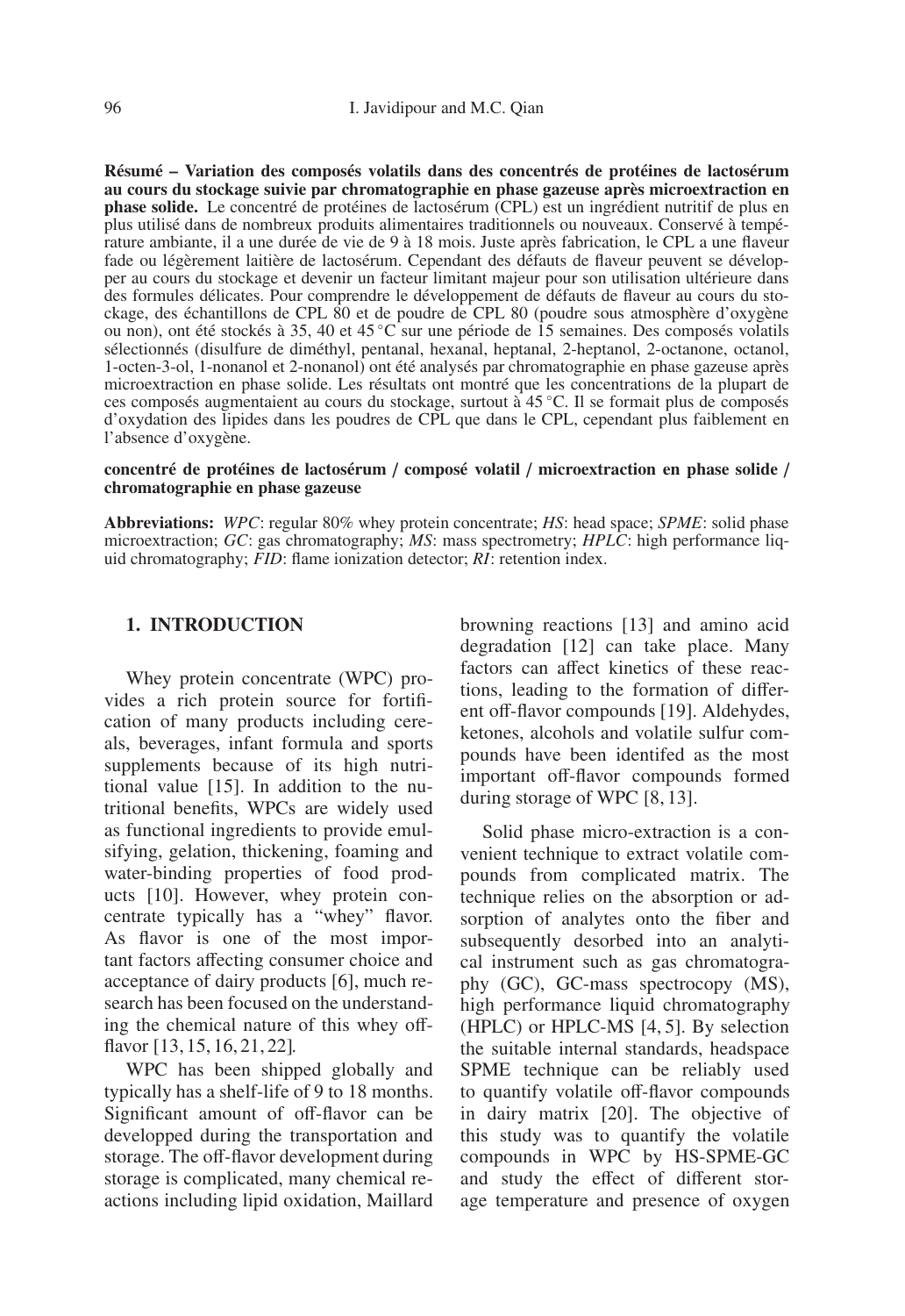**Résumé – Variation des composés volatils dans des concentrés de protéines de lactosérum au cours du stockage suivie par chromatographie en phase gazeuse après microextraction en phase solide.** Le concentré de protéines de lactosérum (CPL) est un ingrédient nutritif de plus en plus utilisé dans de nombreux produits alimentaires traditionnels ou nouveaux. Conservé à température ambiante, il a une durée de vie de 9 à 18 mois. Juste après fabrication, le CPL a une flaveur fade ou légèrement laitière de lactosérum. Cependant des défauts de flaveur peuvent se développer au cours du stockage et devenir un facteur limitant majeur pour son utilisation ultérieure dans des formules délicates. Pour comprendre le développement de défauts de flaveur au cours du stockage, des échantillons de CPL 80 et de poudre de CPL 80 (poudre sous atmosphère d'oxygène ou non), ont été stockés à 35, 40 et 45 °C sur une période de 15 semaines. Des composés volatils sélectionnés (disulfure de diméthyl, pentanal, hexanal, heptanal, 2-heptanol, 2-octanone, octanol, 1-octen-3-ol, 1-nonanol et 2-nonanol) ont été analysés par chromatographie en phase gazeuse après microextraction en phase solide. Les résultats ont montré que les concentrations de la plupart de ces composés augmentaient au cours du stockage, surtout à 45 °C. Il se formait plus de composés d'oxydation des lipides dans les poudres de CPL que dans le CPL, cependant plus faiblement en l'absence d'oxygène.

**concentré de protéines de lactosérum / composé volatil / microextraction en phase solide / chromatographie en phase gazeuse**

**Abbreviations:** *WPC*: regular 80% whey protein concentrate; *HS*: head space; *SPME*: solid phase microextraction; *GC*: gas chromatography; *MS*: mass spectrometry; *HPLC*: high performance liquid chromatography; *FID*: flame ionization detector; *RI*: retention index.

## 1. INTRODUCTION

Whey protein concentrate (WPC) provides a rich protein source for fortification of many products including cereals, beverages, infant formula and sports supplements because of its high nutritional value [15]. In addition to the nutritional benefits, WPCs are widely used as functional ingredients to provide emulsifying, gelation, thickening, foaming and water-binding properties of food products [10]. However, whey protein concentrate typically has a "whey" flavor. As flavor is one of the most important factors affecting consumer choice and acceptance of dairy products [6], much research has been focused on the understanding the chemical nature of this whey off-flavor [13, 15, 16, 21, 22].

WPC has been shipped globally and typically has a shelf-life of 9 to 18 months. Significant amount of off-flavor can be developped during the transportation and storage. The off-flavor development during storage is complicated, many chemical reactions including lipid oxidation, Maillard browning reactions [13] and amino acid degradation [12] can take place. Many factors can affect kinetics of these reactions, leading to the formation of different off-flavor compounds [19]. Aldehydes, ketones, alcohols and volatile sulfur compounds have been identifed as the most important off-flavor compounds formed during storage of WPC [8, 13].

Solid phase micro-extraction is a convenient technique to extract volatile compounds from complicated matrix. The technique relies on the absorption or adsorption of analytes onto the fiber and subsequently desorbed into an analytical instrument such as gas chromatography (GC), GC-mass spectrocopy (MS), high performance liquid chromatography (HPLC) or HPLC-MS [4, 5]. By selection the suitable internal standards, headspace SPME technique can be reliably used to quantify volatile off-flavor compounds in dairy matrix [20]. The objective of this study was to quantify the volatile compounds in WPC by HS-SPME-GC and study the effect of different storage temperature and presence of oxygen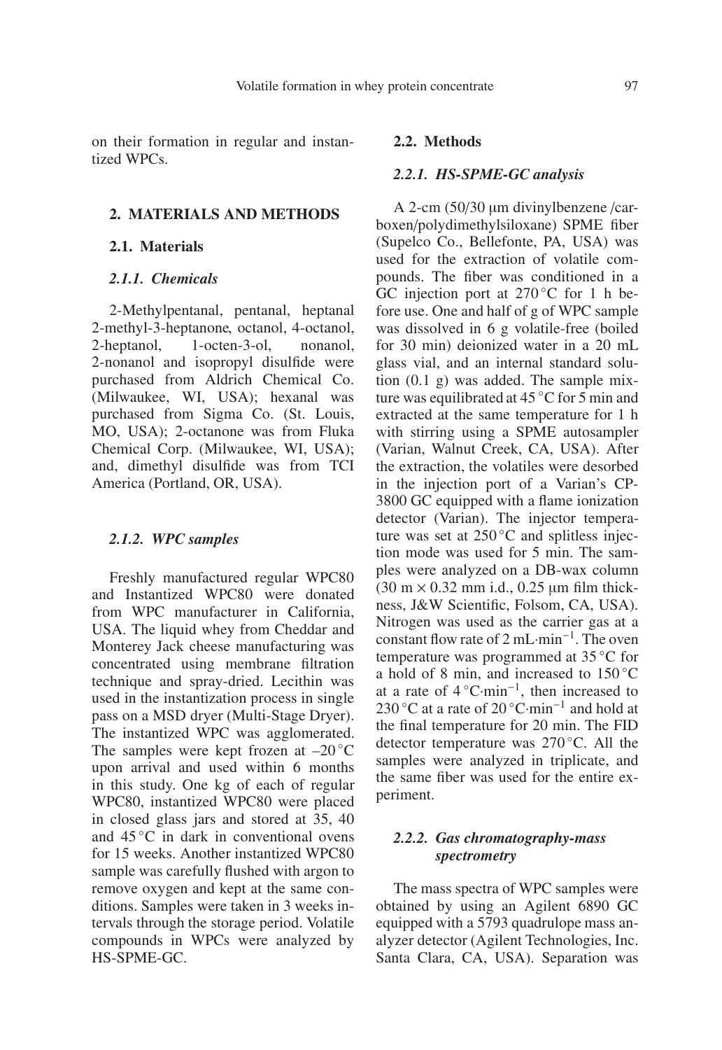on their formation in regular and instantized WPCs.

## 2. MATERIALS AND METHODS

### 2.1. Materials

#### *2.1.1. Chemicals*

2-Methylpentanal, pentanal, heptanal 2-methyl-3-heptanone, octanol, 4-octanol, 2-heptanol, 1-octen-3-ol, nonanol, 2-nonanol and isopropyl disulfide were purchased from Aldrich Chemical Co. (Milwaukee, WI, USA); hexanal was purchased from Sigma Co. (St. Louis, MO, USA); 2-octanone was from Fluka Chemical Corp. (Milwaukee, WI, USA); and, dimethyl disulfide was from TCI America (Portland, OR, USA).

#### *2.1.2. WPC samples*

Freshly manufactured regular WPC80 and Instantized WPC80 were donated from WPC manufacturer in California, USA. The liquid whey from Cheddar and Monterey Jack cheese manufacturing was concentrated using membrane filtration technique and spray-dried. Lecithin was used in the instantization process in single pass on a MSD dryer (Multi-Stage Dryer). The instantized WPC was agglomerated. The samples were kept frozen at –20 °C upon arrival and used within 6 months in this study. One kg of each of regular WPC80, instantized WPC80 were placed in closed glass jars and stored at 35, 40 and 45 °C in dark in conventional ovens for 15 weeks. Another instantized WPC80 sample was carefully flushed with argon to remove oxygen and kept at the same conditions. Samples were taken in 3 weeks intervals through the storage period. Volatile compounds in WPCs were analyzed by HS-SPME-GC.

### 2.2. Methods

#### *2.2.1. HS-SPME-GC analysis*

A 2-cm (50/30 µm divinylbenzene /carboxen/polydimethylsiloxane) SPME fiber (Supelco Co., Bellefonte, PA, USA) was used for the extraction of volatile compounds. The fiber was conditioned in a GC injection port at 270 °C for 1 h before use. One and half of g of WPC sample was dissolved in 6 g volatile-free (boiled for 30 min) deionized water in a 20 mL glass vial, and an internal standard solution (0.1 g) was added. The sample mixture was equilibrated at 45 °C for 5 min and extracted at the same temperature for 1 h with stirring using a SPME autosampler (Varian, Walnut Creek, CA, USA). After the extraction, the volatiles were desorbed in the injection port of a Varian's CP-3800 GC equipped with a flame ionization detector (Varian). The injector temperature was set at 250 °C and splitless injection mode was used for 5 min. The samples were analyzed on a DB-wax column (30 m × 0.32 mm i.d., 0.25 µm film thickness, J&W Scientific, Folsom, CA, USA). Nitrogen was used as the carrier gas at a constant flow rate of 2 mL·min$^{-1}$. The oven temperature was programmed at 35 °C for a hold of 8 min, and increased to 150 °C at a rate of 4 °C·min$^{-1}$, then increased to 230 °C at a rate of 20 °C·min$^{-1}$ and hold at the final temperature for 20 min. The FID detector temperature was 270 °C. All the samples were analyzed in triplicate, and the same fiber was used for the entire experiment.

#### *2.2.2. Gas chromatography-mass spectrometry*

The mass spectra of WPC samples were obtained by using an Agilent 6890 GC equipped with a 5793 quadrulope mass analyzer detector (Agilent Technologies, Inc. Santa Clara, CA, USA). Separation was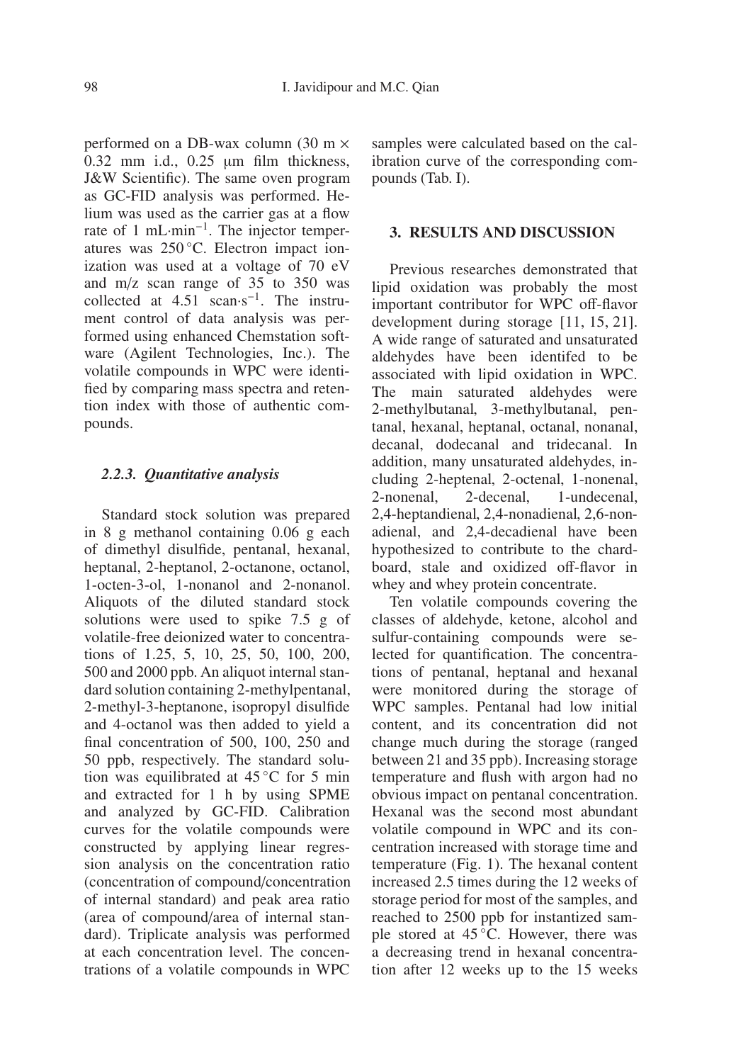performed on a DB-wax column (30 m × 0.32 mm i.d., 0.25 μm film thickness, J&W Scientific). The same oven program as GC-FID analysis was performed. Helium was used as the carrier gas at a flow rate of 1 mL·min$^{-1}$. The injector temperatures was 250 °C. Electron impact ionization was used at a voltage of 70 eV and m/z scan range of 35 to 350 was collected at 4.51 scan·s$^{-1}$. The instrument control of data analysis was performed using enhanced Chemstation software (Agilent Technologies, Inc.). The volatile compounds in WPC were identified by comparing mass spectra and retention index with those of authentic compounds.

#### 2.2.3. Quantitative analysis

Standard stock solution was prepared in 8 g methanol containing 0.06 g each of dimethyl disulfide, pentanal, hexanal, heptanal, 2-heptanol, 2-octanone, octanol, 1-octen-3-ol, 1-nonanol and 2-nonanol. Aliquots of the diluted standard stock solutions were used to spike 7.5 g of volatile-free deionized water to concentrations of 1.25, 5, 10, 25, 50, 100, 200, 500 and 2000 ppb. An aliquot internal standard solution containing 2-methylpentanal, 2-methyl-3-heptanone, isopropyl disulfide and 4-octanol was then added to yield a final concentration of 500, 100, 250 and 50 ppb, respectively. The standard solution was equilibrated at 45 °C for 5 min and extracted for 1 h by using SPME and analyzed by GC-FID. Calibration curves for the volatile compounds were constructed by applying linear regression analysis on the concentration ratio (concentration of compound/concentration of internal standard) and peak area ratio (area of compound/area of internal standard). Triplicate analysis was performed at each concentration level. The concentrations of a volatile compounds in WPC samples were calculated based on the calibration curve of the corresponding compounds (Tab. I).

## 3. RESULTS AND DISCUSSION

Previous researches demonstrated that lipid oxidation was probably the most important contributor for WPC off-flavor development during storage [11, 15, 21]. A wide range of saturated and unsaturated aldehydes have been identifed to be associated with lipid oxidation in WPC. The main saturated aldehydes were 2-methylbutanal, 3-methylbutanal, pentanal, hexanal, heptanal, octanal, nonanal, decanal, dodecanal and tridecanal. In addition, many unsaturated aldehydes, including 2-heptenal, 2-octenal, 1-nonenal, 2-nonenal, 2-decenal, 1-undecenal, 2,4-heptandienal, 2,4-nonadienal, 2,6-nonadienal, and 2,4-decadienal have been hypothesized to contribute to the chardboard, stale and oxidized off-flavor in whey and whey protein concentrate.

Ten volatile compounds covering the classes of aldehyde, ketone, alcohol and sulfur-containing compounds were selected for quantification. The concentrations of pentanal, heptanal and hexanal were monitored during the storage of WPC samples. Pentanal had low initial content, and its concentration did not change much during the storage (ranged between 21 and 35 ppb). Increasing storage temperature and flush with argon had no obvious impact on pentanal concentration. Hexanal was the second most abundant volatile compound in WPC and its concentration increased with storage time and temperature (Fig. 1). The hexanal content increased 2.5 times during the 12 weeks of storage period for most of the samples, and reached to 2500 ppb for instantized sample stored at 45 °C. However, there was a decreasing trend in hexanal concentration after 12 weeks up to the 15 weeks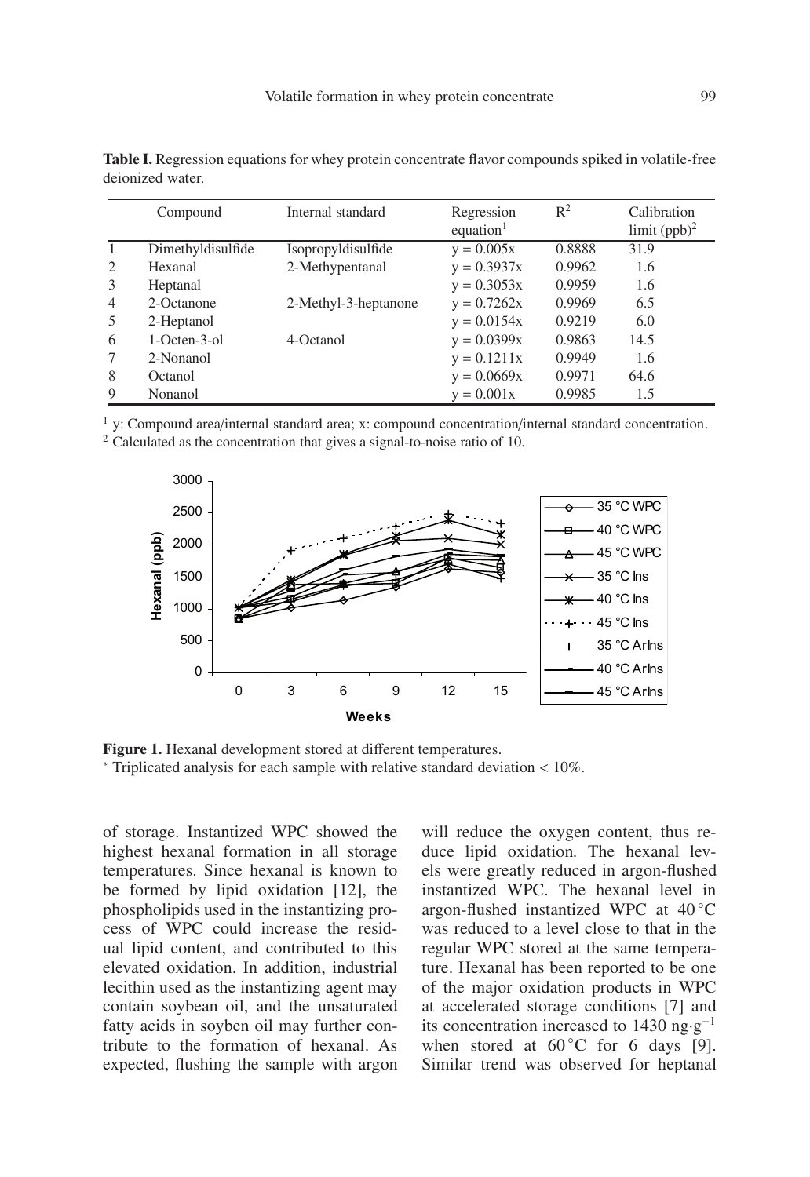**Table I.** Regression equations for whey protein concentrate flavor compounds spiked in volatile-free deionized water.

| | Compound | Internal standard | Regression equation[1] | $R^2$ | Calibration limit (ppb)[2] |
|---|---|---|---|---|---|
| 1 | Dimethyldisulfide | Isopropyldisulfide | $y = 0.005x$ | 0.8888 | 31.9 |
| 2 | Hexanal | 2-Methypentanal | $y = 0.3937x$ | 0.9962 | 1.6 |
| 3 | Heptanal | | $y = 0.3053x$ | 0.9959 | 1.6 |
| 4 | 2-Octanone | 2-Methyl-3-heptanone | $y = 0.7262x$ | 0.9969 | 6.5 |
| 5 | 2-Heptanol | | $y = 0.0154x$ | 0.9219 | 6.0 |
| 6 | 1-Octen-3-ol | 4-Octanol | $y = 0.0399x$ | 0.9863 | 14.5 |
| 7 | 2-Nonanol | | $y = 0.1211x$ | 0.9949 | 1.6 |
| 8 | Octanol | | $y = 0.0669x$ | 0.9971 | 64.6 |
| 9 | Nonanol | | $y = 0.001x$ | 0.9985 | 1.5 |

[1] y: Compound area/internal standard area; x: compound concentration/internal standard concentration.
[2] Calculated as the concentration that gives a signal-to-noise ratio of 10.

**Figure 1.** Hexanal development stored at different temperatures.
* Triplicated analysis for each sample with relative standard deviation < 10%.

of storage. Instantized WPC showed the highest hexanal formation in all storage temperatures. Since hexanal is known to be formed by lipid oxidation [12], the phospholipids used in the instantizing process of WPC could increase the residual lipid content, and contributed to this elevated oxidation. In addition, industrial lecithin used as the instantizing agent may contain soybean oil, and the unsaturated fatty acids in soyben oil may further contribute to the formation of hexanal. As expected, flushing the sample with argon will reduce the oxygen content, thus reduce lipid oxidation. The hexanal levels were greatly reduced in argon-flushed instantized WPC. The hexanal level in argon-flushed instantized WPC at 40 °C was reduced to a level close to that in the regular WPC stored at the same temperature. Hexanal has been reported to be one of the major oxidation products in WPC at accelerated storage conditions [7] and its concentration increased to 1430 $ng \cdot g^{-1}$ when stored at 60 °C for 6 days [9]. Similar trend was observed for heptanal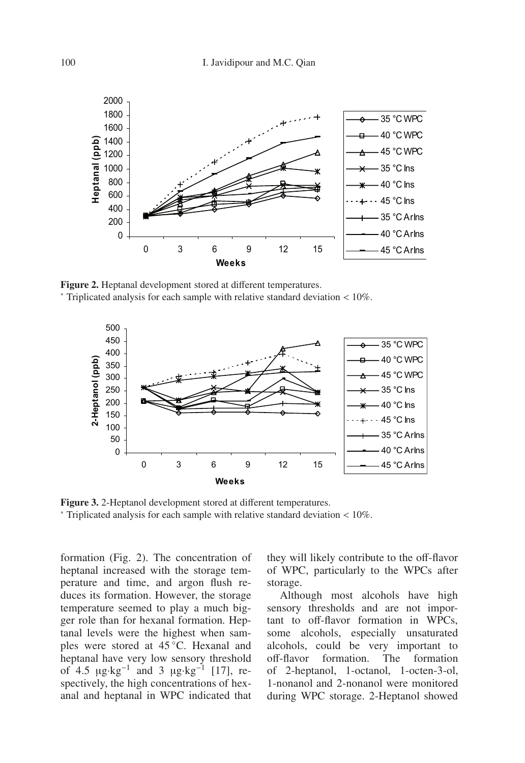**Figure 2.** Heptanal development stored at different temperatures.
* Triplicated analysis for each sample with relative standard deviation < 10%.

**Figure 3.** 2-Heptanol development stored at different temperatures.
* Triplicated analysis for each sample with relative standard deviation < 10%.

formation (Fig. 2). The concentration of heptanal increased with the storage temperature and time, and argon flush reduces its formation. However, the storage temperature seemed to play a much bigger role than for hexanal formation. Heptanal levels were the highest when samples were stored at 45 °C. Hexanal and heptanal have very low sensory threshold of 4.5 μg·kg$^{-1}$ and 3 μg·kg$^{-1}$ [17], respectively, the high concentrations of hexanal and heptanal in WPC indicated that they will likely contribute to the off-flavor of WPC, particularly to the WPCs after storage.

Although most alcohols have high sensory thresholds and are not important to off-flavor formation in WPCs, some alcohols, especially unsaturated alcohols, could be very important to off-flavor formation. The formation of 2-heptanol, 1-octanol, 1-octen-3-ol, 1-nonanol and 2-nonanol were monitored during WPC storage. 2-Heptanol showed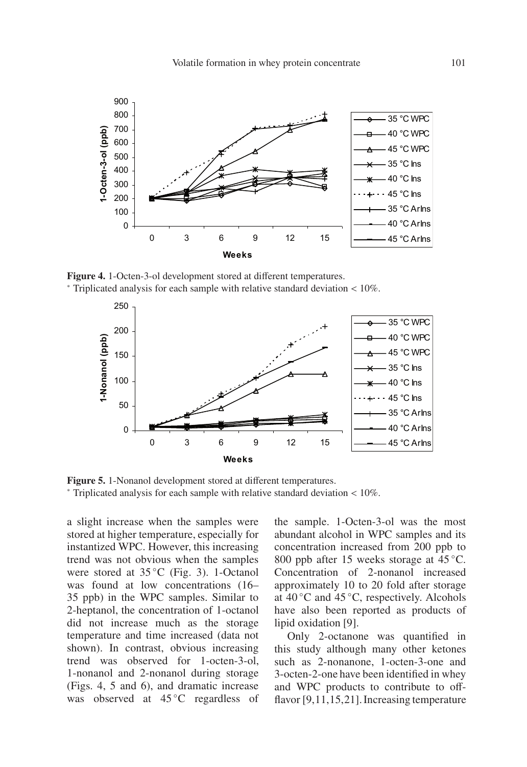**Figure 4.** 1-Octen-3-ol development stored at different temperatures.
* Triplicated analysis for each sample with relative standard deviation < 10%.

**Figure 5.** 1-Nonanol development stored at different temperatures.
* Triplicated analysis for each sample with relative standard deviation < 10%.

a slight increase when the samples were stored at higher temperature, especially for instantized WPC. However, this increasing trend was not obvious when the samples were stored at 35 °C (Fig. 3). 1-Octanol was found at low concentrations (16–35 ppb) in the WPC samples. Similar to 2-heptanol, the concentration of 1-octanol did not increase much as the storage temperature and time increased (data not shown). In contrast, obvious increasing trend was observed for 1-octen-3-ol, 1-nonanol and 2-nonanol during storage (Figs. 4, 5 and 6), and dramatic increase was observed at 45 °C regardless of the sample. 1-Octen-3-ol was the most abundant alcohol in WPC samples and its concentration increased from 200 ppb to 800 ppb after 15 weeks storage at 45 °C. Concentration of 2-nonanol increased approximately 10 to 20 fold after storage at 40 °C and 45 °C, respectively. Alcohols have also been reported as products of lipid oxidation [9].

Only 2-octanone was quantified in this study although many other ketones such as 2-nonanone, 1-octen-3-one and 3-octen-2-one have been identified in whey and WPC products to contribute to off-flavor [9,11,15,21]. Increasing temperature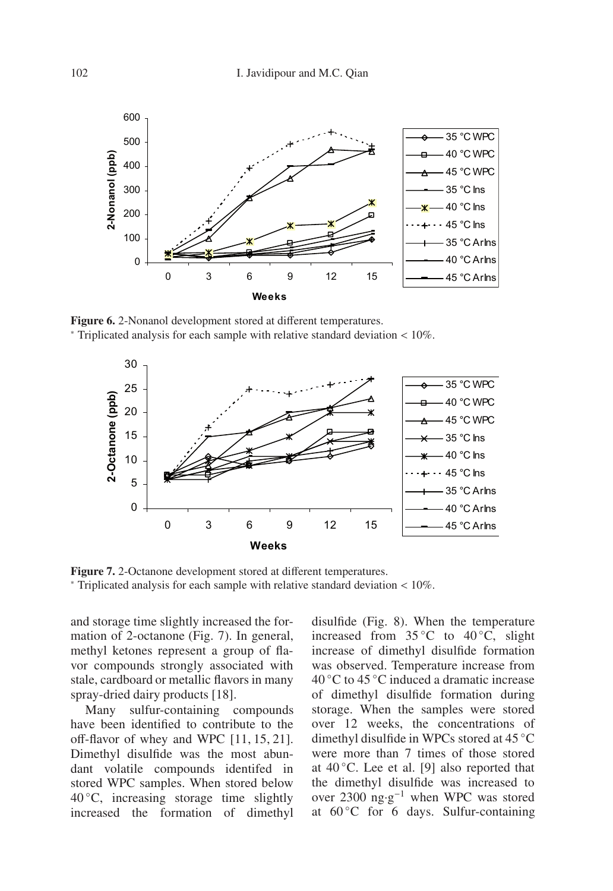**Figure 6.** 2-Nonanol development stored at different temperatures.
* Triplicated analysis for each sample with relative standard deviation < 10%.

**Figure 7.** 2-Octanone development stored at different temperatures.
* Triplicated analysis for each sample with relative standard deviation < 10%.

and storage time slightly increased the formation of 2-octanone (Fig. 7). In general, methyl ketones represent a group of flavor compounds strongly associated with stale, cardboard or metallic flavors in many spray-dried dairy products [18].

Many sulfur-containing compounds have been identified to contribute to the off-flavor of whey and WPC [11, 15, 21]. Dimethyl disulfide was the most abundant volatile compounds identifed in stored WPC samples. When stored below 40 °C, increasing storage time slightly increased the formation of dimethyl disulfide (Fig. 8). When the temperature increased from 35 °C to 40 °C, slight increase of dimethyl disulfide formation was observed. Temperature increase from 40 °C to 45 °C induced a dramatic increase of dimethyl disulfide formation during storage. When the samples were stored over 12 weeks, the concentrations of dimethyl disulfide in WPCs stored at 45 °C were more than 7 times of those stored at 40 °C. Lee et al. [9] also reported that the dimethyl disulfide was increased to over 2300 $ng \cdot g^{-1}$ when WPC was stored at 60 °C for 6 days. Sulfur-containing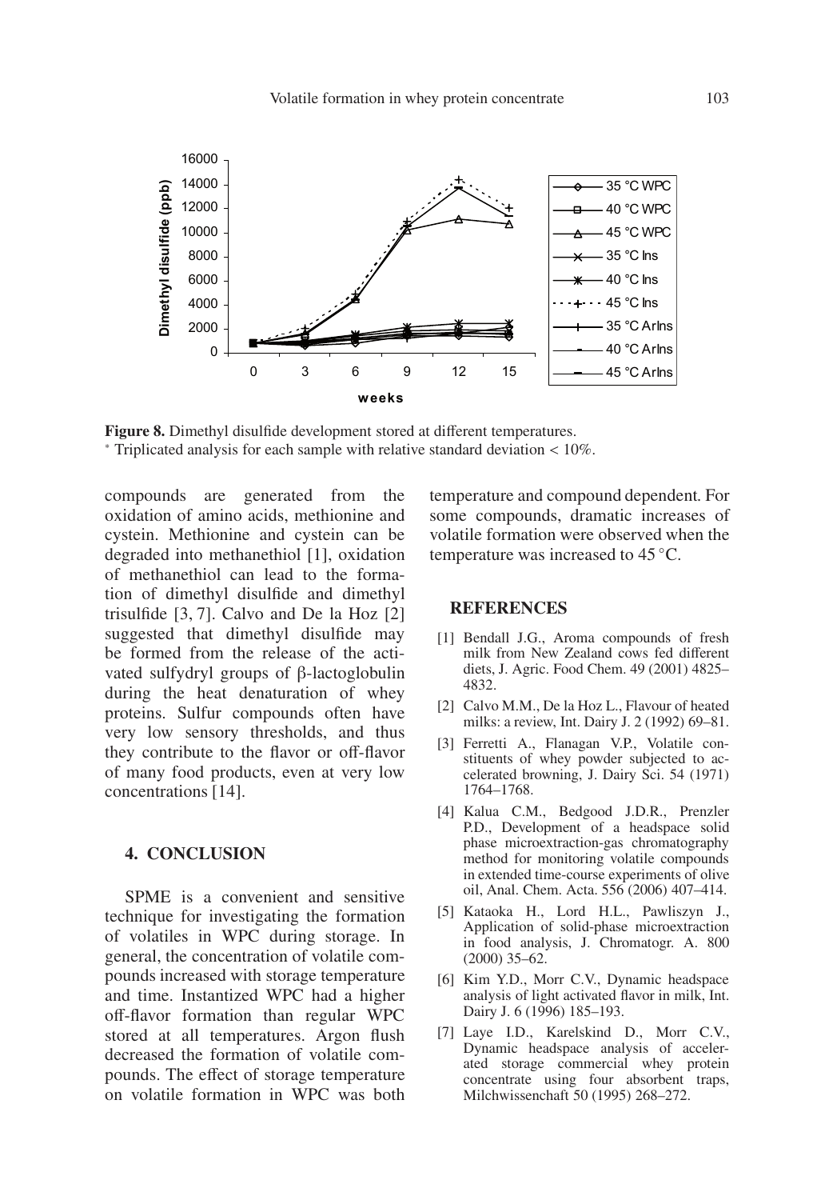**Figure 8.** Dimethyl disulfide development stored at different temperatures.
* Triplicated analysis for each sample with relative standard deviation < 10%.

compounds are generated from the oxidation of amino acids, methionine and cystein. Methionine and cystein can be degraded into methanethiol [1], oxidation of methanethiol can lead to the formation of dimethyl disulfide and dimethyl trisulfide [3, 7]. Calvo and De la Hoz [2] suggested that dimethyl disulfide may be formed from the release of the activated sulfydryl groups of β-lactoglobulin during the heat denaturation of whey proteins. Sulfur compounds often have very low sensory thresholds, and thus they contribute to the flavor or off-flavor of many food products, even at very low concentrations [14].

## 4. CONCLUSION

SPME is a convenient and sensitive technique for investigating the formation of volatiles in WPC during storage. In general, the concentration of volatile compounds increased with storage temperature and time. Instantized WPC had a higher off-flavor formation than regular WPC stored at all temperatures. Argon flush decreased the formation of volatile compounds. The effect of storage temperature on volatile formation in WPC was both temperature and compound dependent. For some compounds, dramatic increases of volatile formation were observed when the temperature was increased to 45 °C.

## REFERENCES

[1] Bendall J.G., Aroma compounds of fresh milk from New Zealand cows fed different diets, J. Agric. Food Chem. 49 (2001) 4825–4832.

[2] Calvo M.M., De la Hoz L., Flavour of heated milks: a review, Int. Dairy J. 2 (1992) 69–81.

[3] Ferretti A., Flanagan V.P., Volatile constituents of whey powder subjected to accelerated browning, J. Dairy Sci. 54 (1971) 1764–1768.

[4] Kalua C.M., Bedgood J.D.R., Prenzler P.D., Development of a headspace solid phase microextraction-gas chromatography method for monitoring volatile compounds in extended time-course experiments of olive oil, Anal. Chem. Acta. 556 (2006) 407–414.

[5] Kataoka H., Lord H.L., Pawliszyn J., Application of solid-phase microextraction in food analysis, J. Chromatogr. A. 800 (2000) 35–62.

[6] Kim Y.D., Morr C.V., Dynamic headspace analysis of light activated flavor in milk, Int. Dairy J. 6 (1996) 185–193.

[7] Laye I.D., Karelskind D., Morr C.V., Dynamic headspace analysis of accelerated storage commercial whey protein concentrate using four absorbent traps, Milchwissenchaft 50 (1995) 268–272.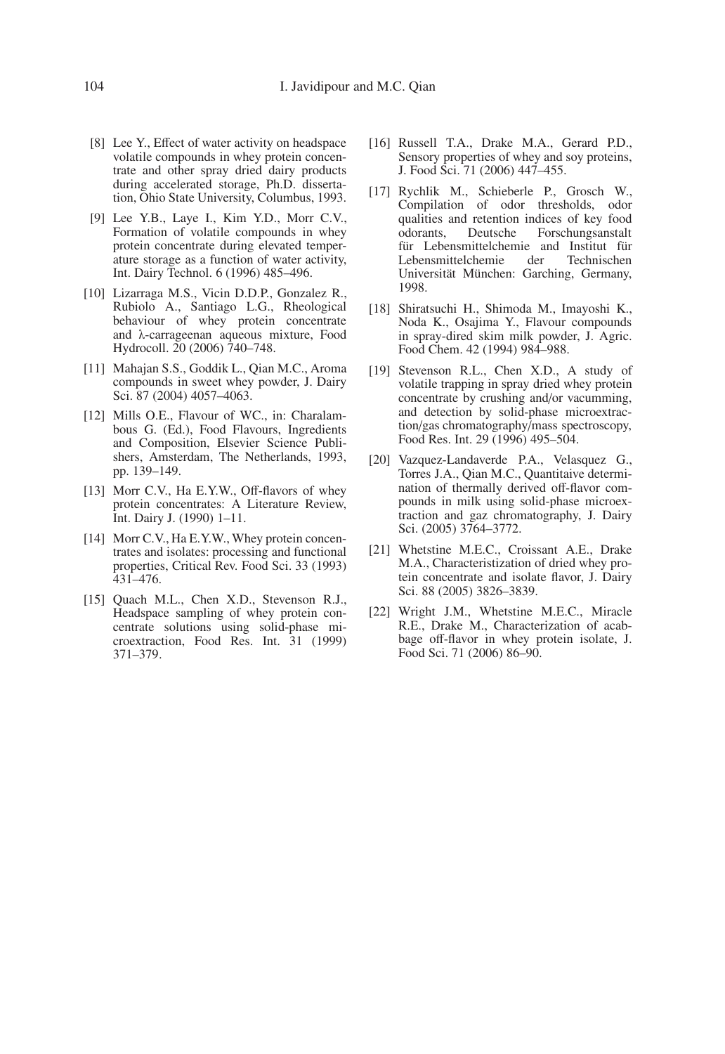[8] Lee Y., Effect of water activity on headspace volatile compounds in whey protein concentrate and other spray dried dairy products during accelerated storage, Ph.D. dissertation, Ohio State University, Columbus, 1993.

[9] Lee Y.B., Laye I., Kim Y.D., Morr C.V., Formation of volatile compounds in whey protein concentrate during elevated temperature storage as a function of water activity, Int. Dairy Technol. 6 (1996) 485–496.

[10] Lizarraga M.S., Vicin D.D.P., Gonzalez R., Rubiolo A., Santiago L.G., Rheological behaviour of whey protein concentrate and λ-carrageenan aqueous mixture, Food Hydrocoll. 20 (2006) 740–748.

[11] Mahajan S.S., Goddik L., Qian M.C., Aroma compounds in sweet whey powder, J. Dairy Sci. 87 (2004) 4057–4063.

[12] Mills O.E., Flavour of WC., in: Charalambous G. (Ed.), Food Flavours, Ingredients and Composition, Elsevier Science Publishers, Amsterdam, The Netherlands, 1993, pp. 139–149.

[13] Morr C.V., Ha E.Y.W., Off-flavors of whey protein concentrates: A Literature Review, Int. Dairy J. (1990) 1–11.

[14] Morr C.V., Ha E.Y.W., Whey protein concentrates and isolates: processing and functional properties, Critical Rev. Food Sci. 33 (1993) 431–476.

[15] Quach M.L., Chen X.D., Stevenson R.J., Headspace sampling of whey protein concentrate solutions using solid-phase microextraction, Food Res. Int. 31 (1999) 371–379.

[16] Russell T.A., Drake M.A., Gerard P.D., Sensory properties of whey and soy proteins, J. Food Sci. 71 (2006) 447–455.

[17] Rychlik M., Schieberle P., Grosch W., Compilation of odor thresholds, odor qualities and retention indices of key food odorants, Deutsche Forschungsanstalt für Lebensmittelchemie and Institut für Lebensmittelchemie der Technischen Universität München: Garching, Germany, 1998.

[18] Shiratsuchi H., Shimoda M., Imayoshi K., Noda K., Osajima Y., Flavour compounds in spray-dired skim milk powder, J. Agric. Food Chem. 42 (1994) 984–988.

[19] Stevenson R.L., Chen X.D., A study of volatile trapping in spray dried whey protein concentrate by crushing and/or vacumming, and detection by solid-phase microextraction/gas chromatography/mass spectroscopy, Food Res. Int. 29 (1996) 495–504.

[20] Vazquez-Landaverde P.A., Velasquez G., Torres J.A., Qian M.C., Quantitaive determination of thermally derived off-flavor compounds in milk using solid-phase microextraction and gaz chromatography, J. Dairy Sci. (2005) 3764–3772.

[21] Whetstine M.E.C., Croissant A.E., Drake M.A., Characteristization of dried whey protein concentrate and isolate flavor, J. Dairy Sci. 88 (2005) 3826–3839.

[22] Wright J.M., Whetstine M.E.C., Miracle R.E., Drake M., Characterization of acabbage off-flavor in whey protein isolate, J. Food Sci. 71 (2006) 86–90.